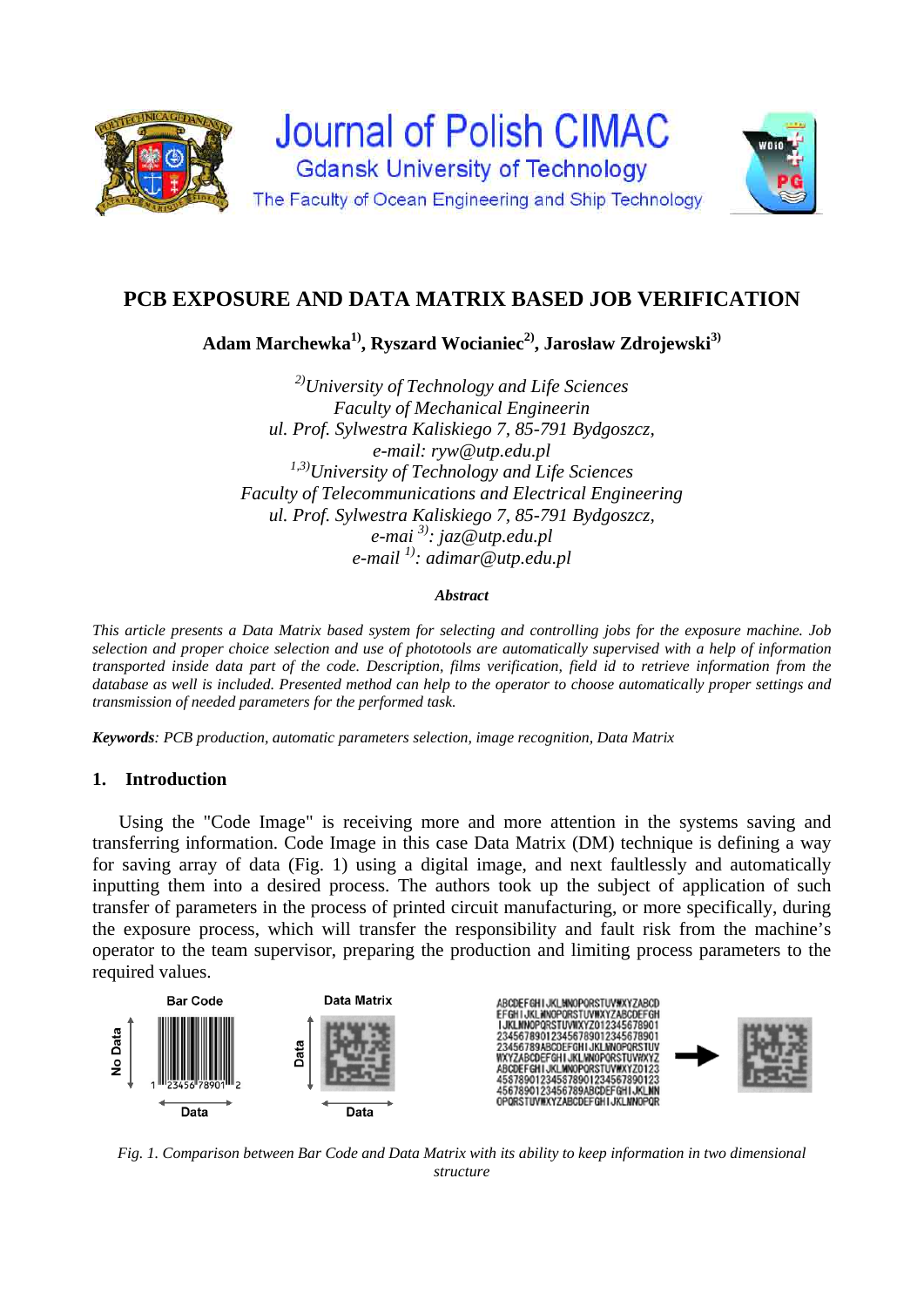# PCB EXPOSURE AND DATA MATRIX BASED JOB VERIFICATION

**Adam Marchewka[1], Ryszard Wocianiec[2], Jarosław Zdrojewski[3]**

*[2]University of Technology and Life Sciences*
*Faculty of Mechanical Engineerin*
*ul. Prof. Sylwestra Kaliskiego 7, 85-791 Bydgoszcz,*
*e-mail: ryw@utp.edu.pl*
*[1,3]University of Technology and Life Sciences*
*Faculty of Telecommunications and Electrical Engineering*
*ul. Prof. Sylwestra Kaliskiego 7, 85-791 Bydgoszcz,*
*e-mai [3]: jaz@utp.edu.pl*
*e-mail [1]: adimar@utp.edu.pl*

***Abstract***

*This article presents a Data Matrix based system for selecting and controlling jobs for the exposure machine. Job selection and proper choice selection and use of phototools are automatically supervised with a help of information transported inside data part of the code. Description, films verification, field id to retrieve information from the database as well is included. Presented method can help to the operator to choose automatically proper settings and transmission of needed parameters for the performed task.*

***Keywords**: PCB production, automatic parameters selection, image recognition, Data Matrix*

## 1. Introduction

Using the "Code Image" is receiving more and more attention in the systems saving and transferring information. Code Image in this case Data Matrix (DM) technique is defining a way for saving array of data (Fig. 1) using a digital image, and next faultlessly and automatically inputting them into a desired process. The authors took up the subject of application of such transfer of parameters in the process of printed circuit manufacturing, or more specifically, during the exposure process, which will transfer the responsibility and fault risk from the machine's operator to the team supervisor, preparing the production and limiting process parameters to the required values.

*Fig. 1. Comparison between Bar Code and Data Matrix with its ability to keep information in two dimensional structure*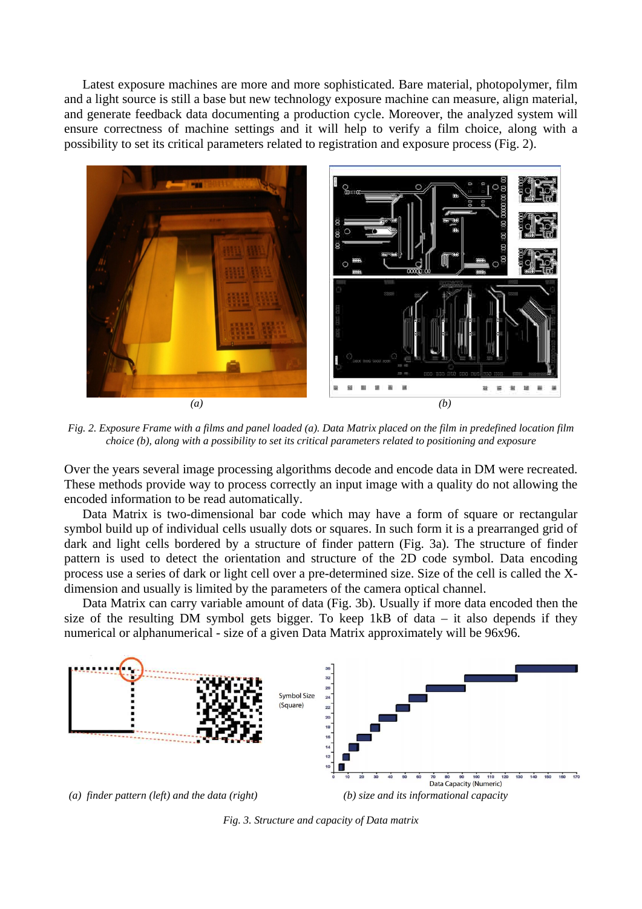Latest exposure machines are more and more sophisticated. Bare material, photopolymer, film and a light source is still a base but new technology exposure machine can measure, align material, and generate feedback data documenting a production cycle. Moreover, the analyzed system will ensure correctness of machine settings and it will help to verify a film choice, along with a possibility to set its critical parameters related to registration and exposure process (Fig. 2).

*(a)* *(b)*

*Fig. 2. Exposure Frame with a films and panel loaded (a). Data Matrix placed on the film in predefined location film choice (b), along with a possibility to set its critical parameters related to positioning and exposure*

Over the years several image processing algorithms decode and encode data in DM were recreated. These methods provide way to process correctly an input image with a quality do not allowing the encoded information to be read automatically.

Data Matrix is two-dimensional bar code which may have a form of square or rectangular symbol build up of individual cells usually dots or squares. In such form it is a prearranged grid of dark and light cells bordered by a structure of finder pattern (Fig. 3a). The structure of finder pattern is used to detect the orientation and structure of the 2D code symbol. Data encoding process use a series of dark or light cell over a pre-determined size. Size of the cell is called the X-dimension and usually is limited by the parameters of the camera optical channel.

Data Matrix can carry variable amount of data (Fig. 3b). Usually if more data encoded then the size of the resulting DM symbol gets bigger. To keep 1kB of data – it also depends if they numerical or alphanumerical - size of a given Data Matrix approximately will be 96x96.

*(a) finder pattern (left) and the data (right)* *(b) size and its informational capacity*

*Fig. 3. Structure and capacity of Data matrix*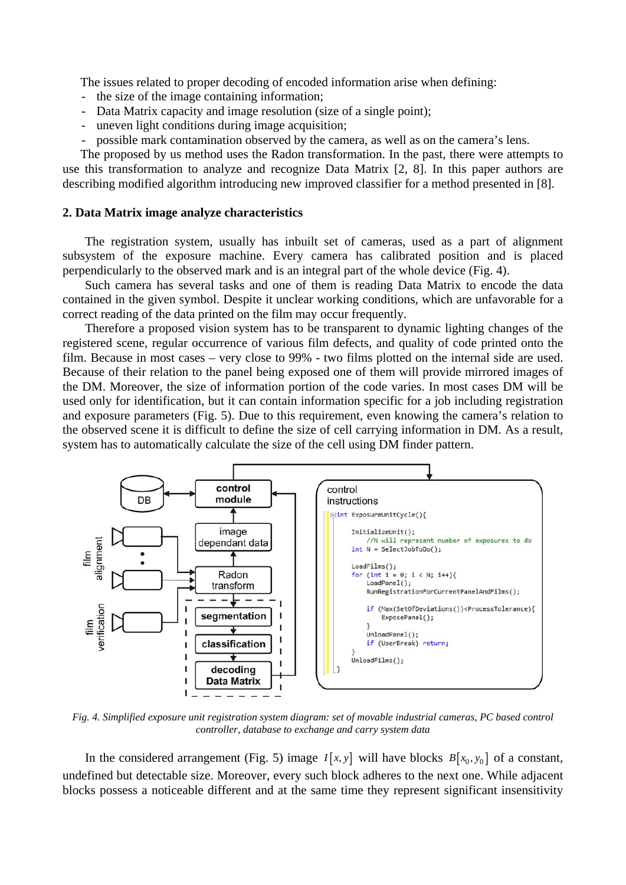The issues related to proper decoding of encoded information arise when defining:

- the size of the image containing information;
- Data Matrix capacity and image resolution (size of a single point);
- uneven light conditions during image acquisition;
- possible mark contamination observed by the camera, as well as on the camera's lens.

The proposed by us method uses the Radon transformation. In the past, there were attempts to use this transformation to analyze and recognize Data Matrix [2, 8]. In this paper authors are describing modified algorithm introducing new improved classifier for a method presented in [8].

## 2. Data Matrix image analyze characteristics

The registration system, usually has inbuilt set of cameras, used as a part of alignment subsystem of the exposure machine. Every camera has calibrated position and is placed perpendicularly to the observed mark and is an integral part of the whole device (Fig. 4).

Such camera has several tasks and one of them is reading Data Matrix to encode the data contained in the given symbol. Despite it unclear working conditions, which are unfavorable for a correct reading of the data printed on the film may occur frequently.

Therefore a proposed vision system has to be transparent to dynamic lighting changes of the registered scene, regular occurrence of various film defects, and quality of code printed onto the film. Because in most cases – very close to 99% - two films plotted on the internal side are used. Because of their relation to the panel being exposed one of them will provide mirrored images of the DM. Moreover, the size of information portion of the code varies. In most cases DM will be used only for identification, but it can contain information specific for a job including registration and exposure parameters (Fig. 5). Due to this requirement, even knowing the camera's relation to the observed scene it is difficult to define the size of cell carrying information in DM. As a result, system has to automatically calculate the size of the cell using DM finder pattern.

```
int ExposureUnitCycle(){

    InitializeUnit();
        //N will represent number of exposures to do
    int N = SelectJobToDo();

    LoadFilms();
    for (int i = 0; i < N; i++){
        LoadPanel();
        RunRegistrationForCurrentPanelAndFilms();

        if (Max(SetOfDeviations())<ProcessTolerance){
            ExposePanel();
        }
        UnloadPanel();
        if (UserBreak) return;
    }
    UnloadFilms();
}
```

*Fig. 4. Simplified exposure unit registration system diagram: set of movable industrial cameras, PC based control controller, database to exchange and carry system data*

In the considered arrangement (Fig. 5) image $I[x, y]$ will have blocks $B[x_0, y_0]$ of a constant, undefined but detectable size. Moreover, every such block adheres to the next one. While adjacent blocks possess a noticeable different and at the same time they represent significant insensitivity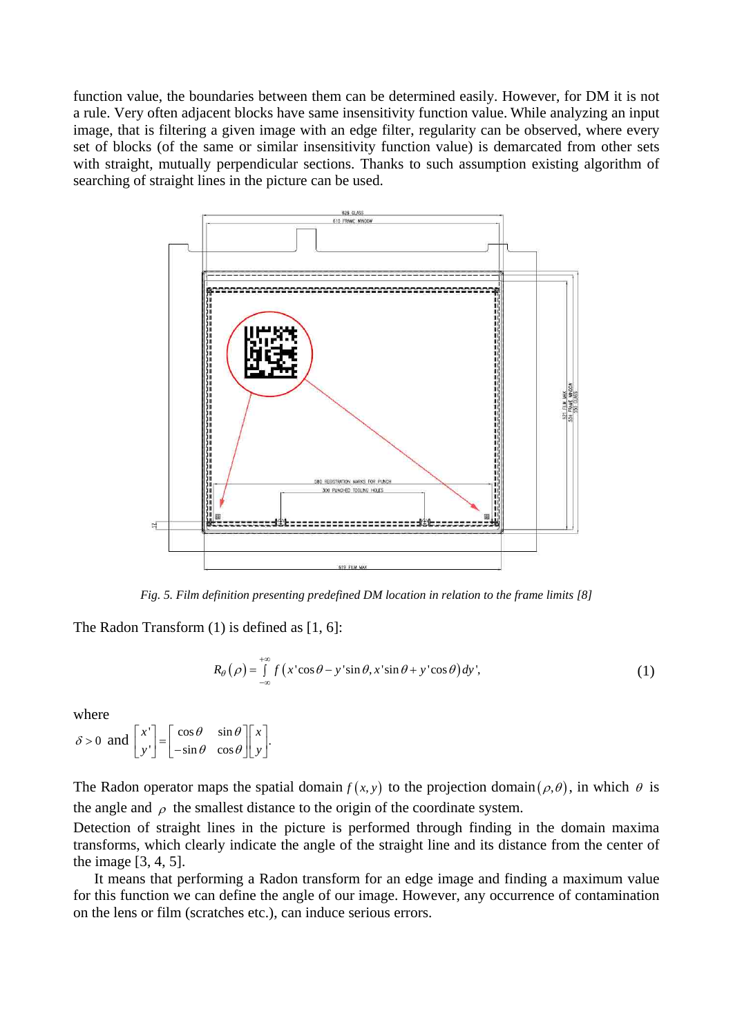function value, the boundaries between them can be determined easily. However, for DM it is not a rule. Very often adjacent blocks have same insensitivity function value. While analyzing an input image, that is filtering a given image with an edge filter, regularity can be observed, where every set of blocks (of the same or similar insensitivity function value) is demarcated from other sets with straight, mutually perpendicular sections. Thanks to such assumption existing algorithm of searching of straight lines in the picture can be used.

*Fig. 5. Film definition presenting predefined DM location in relation to the frame limits [8]*

The Radon Transform (1) is defined as [1, 6]:

$$R_{\theta}(\rho) = \int_{-\infty}^{+\infty} f(x'\cos\theta - y'\sin\theta, x'\sin\theta + y'\cos\theta)\, dy', \tag{1}$$

where

$\delta > 0$ and $\begin{bmatrix} x' \\ y' \end{bmatrix} = \begin{bmatrix} \cos\theta & \sin\theta \\ -\sin\theta & \cos\theta \end{bmatrix} \begin{bmatrix} x \\ y \end{bmatrix}$.

The Radon operator maps the spatial domain $f(x, y)$ to the projection domain $(\rho, \theta)$, in which $\theta$ is the angle and $\rho$ the smallest distance to the origin of the coordinate system.

Detection of straight lines in the picture is performed through finding in the domain maxima transforms, which clearly indicate the angle of the straight line and its distance from the center of the image [3, 4, 5].

It means that performing a Radon transform for an edge image and finding a maximum value for this function we can define the angle of our image. However, any occurrence of contamination on the lens or film (scratches etc.), can induce serious errors.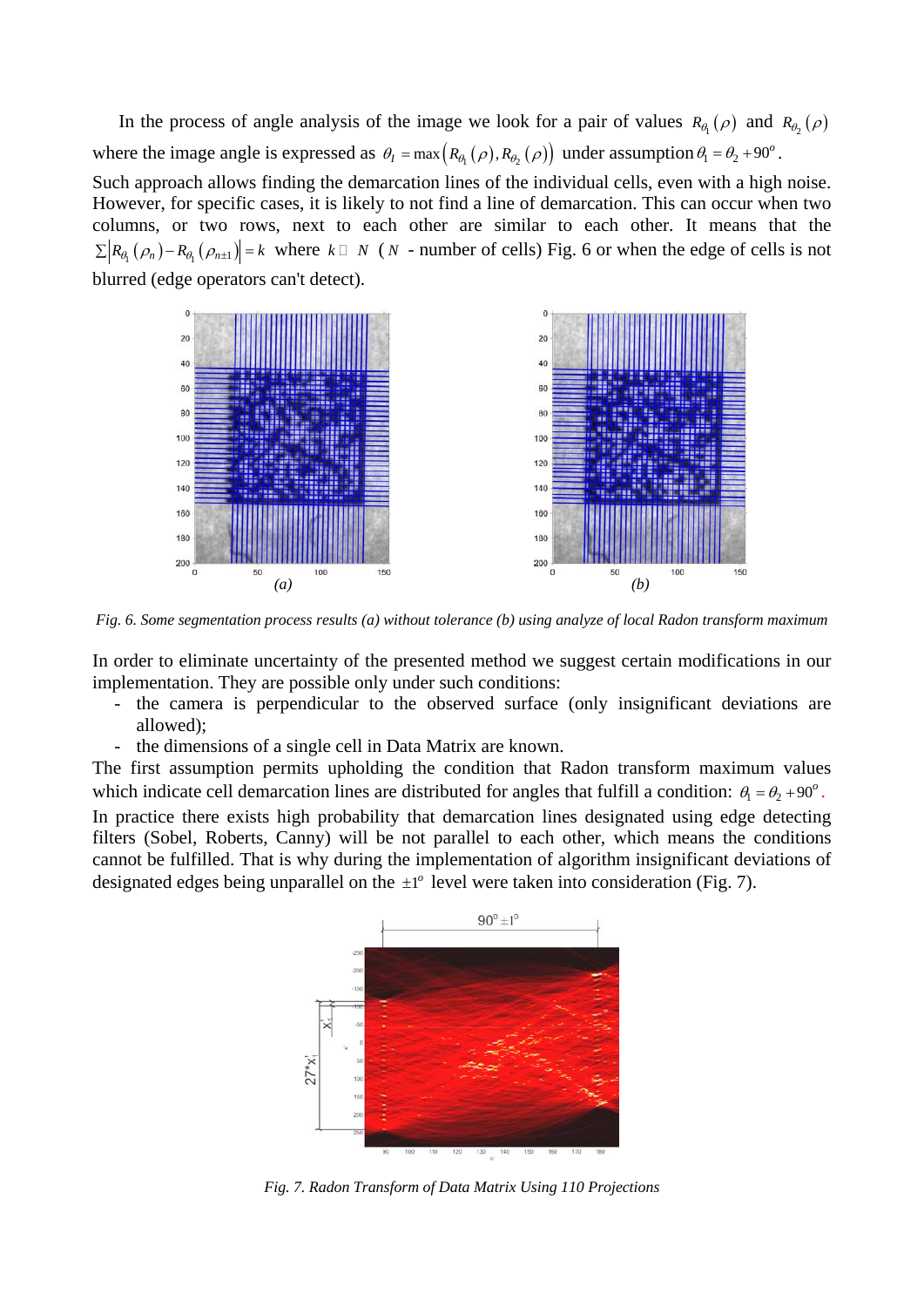In the process of angle analysis of the image we look for a pair of values $R_{\theta_1}(\rho)$ and $R_{\theta_2}(\rho)$ where the image angle is expressed as $\theta_I = \max\left(R_{\theta_1}(\rho), R_{\theta_2}(\rho)\right)$ under assumption $\theta_1 = \theta_2 + 90^o$.

Such approach allows finding the demarcation lines of the individual cells, even with a high noise. However, for specific cases, it is likely to not find a line of demarcation. This can occur when two columns, or two rows, next to each other are similar to each other. It means that the $\sum\left|R_{\theta_1}(\rho_n) - R_{\theta_1}(\rho_{n\pm1})\right| = k$ where $k \in N$ ( $N$ - number of cells) Fig. 6 or when the edge of cells is not blurred (edge operators can't detect).

*Fig. 6. Some segmentation process results (a) without tolerance (b) using analyze of local Radon transform maximum*

In order to eliminate uncertainty of the presented method we suggest certain modifications in our implementation. They are possible only under such conditions:

- the camera is perpendicular to the observed surface (only insignificant deviations are allowed);
- the dimensions of a single cell in Data Matrix are known.

The first assumption permits upholding the condition that Radon transform maximum values which indicate cell demarcation lines are distributed for angles that fulfill a condition: $\theta_1 = \theta_2 + 90^o$.

In practice there exists high probability that demarcation lines designated using edge detecting filters (Sobel, Roberts, Canny) will be not parallel to each other, which means the conditions cannot be fulfilled. That is why during the implementation of algorithm insignificant deviations of designated edges being unparallel on the $\pm 1^o$ level were taken into consideration (Fig. 7).

*Fig. 7. Radon Transform of Data Matrix Using 110 Projections*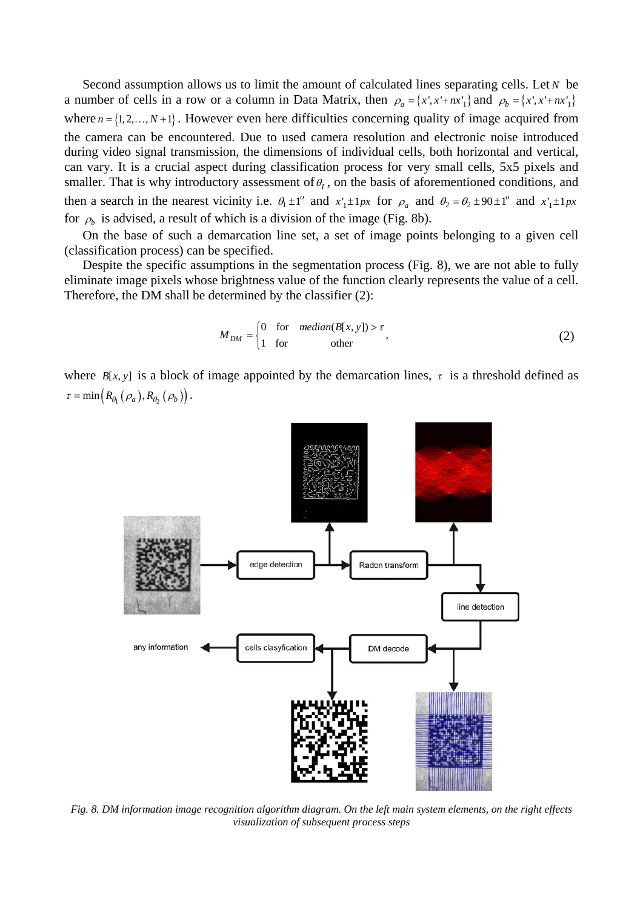Second assumption allows us to limit the amount of calculated lines separating cells. Let $N$ be a number of cells in a row or a column in Data Matrix, then $\rho_a = \{x', x' + nx'_1\}$ and $\rho_b = \{x', x' + nx'_1\}$ where $n = \{1, 2, \ldots, N+1\}$. However even here difficulties concerning quality of image acquired from the camera can be encountered. Due to used camera resolution and electronic noise introduced during video signal transmission, the dimensions of individual cells, both horizontal and vertical, can vary. It is a crucial aspect during classification process for very small cells, 5x5 pixels and smaller. That is why introductory assessment of $\theta_I$, on the basis of aforementioned conditions, and then a search in the nearest vicinity i.e. $\theta_1 \pm 1^o$ and $x'_1 \pm 1px$ for $\rho_a$ and $\theta_2 = \theta_2 \pm 90 \pm 1^o$ and $x'_1 \pm 1px$ for $\rho_b$ is advised, a result of which is a division of the image (Fig. 8b).

On the base of such a demarcation line set, a set of image points belonging to a given cell (classification process) can be specified.

Despite the specific assumptions in the segmentation process (Fig. 8), we are not able to fully eliminate image pixels whose brightness value of the function clearly represents the value of a cell. Therefore, the DM shall be determined by the classifier (2):

$$M_{DM} = \begin{cases} 0 & \text{for} \quad median(B[x,y]) > \tau \\ 1 & \text{for} \quad \text{other} \end{cases}, \tag{2}$$

where $B[x,y]$ is a block of image appointed by the demarcation lines, $\tau$ is a threshold defined as $\tau = \min\left(R_{\theta_1}(\rho_a), R_{\theta_2}(\rho_b)\right)$.

*Fig. 8. DM information image recognition algorithm diagram. On the left main system elements, on the right effects visualization of subsequent process steps*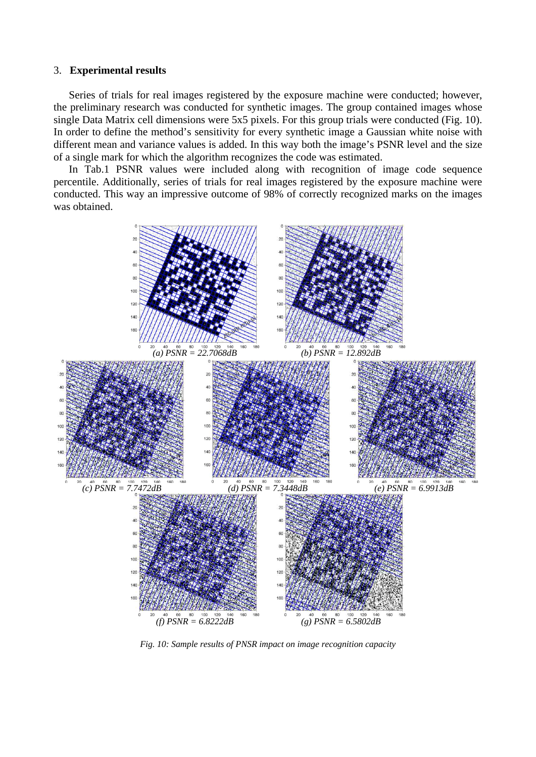## 3. **Experimental results**

Series of trials for real images registered by the exposure machine were conducted; however, the preliminary research was conducted for synthetic images. The group contained images whose single Data Matrix cell dimensions were 5x5 pixels. For this group trials were conducted (Fig. 10). In order to define the method's sensitivity for every synthetic image a Gaussian white noise with different mean and variance values is added. In this way both the image's PSNR level and the size of a single mark for which the algorithm recognizes the code was estimated.

In Tab.1 PSNR values were included along with recognition of image code sequence percentile. Additionally, series of trials for real images registered by the exposure machine were conducted. This way an impressive outcome of 98% of correctly recognized marks on the images was obtained.

*(a) PSNR = 22.7068dB* *(b) PSNR = 12.892dB*

*(c) PSNR = 7.7472dB* *(d) PSNR = 7.3448dB* *(e) PSNR = 6.9913dB*

*(f) PSNR = 6.8222dB* *(g) PSNR = 6.5802dB*

*Fig. 10: Sample results of PNSR impact on image recognition capacity*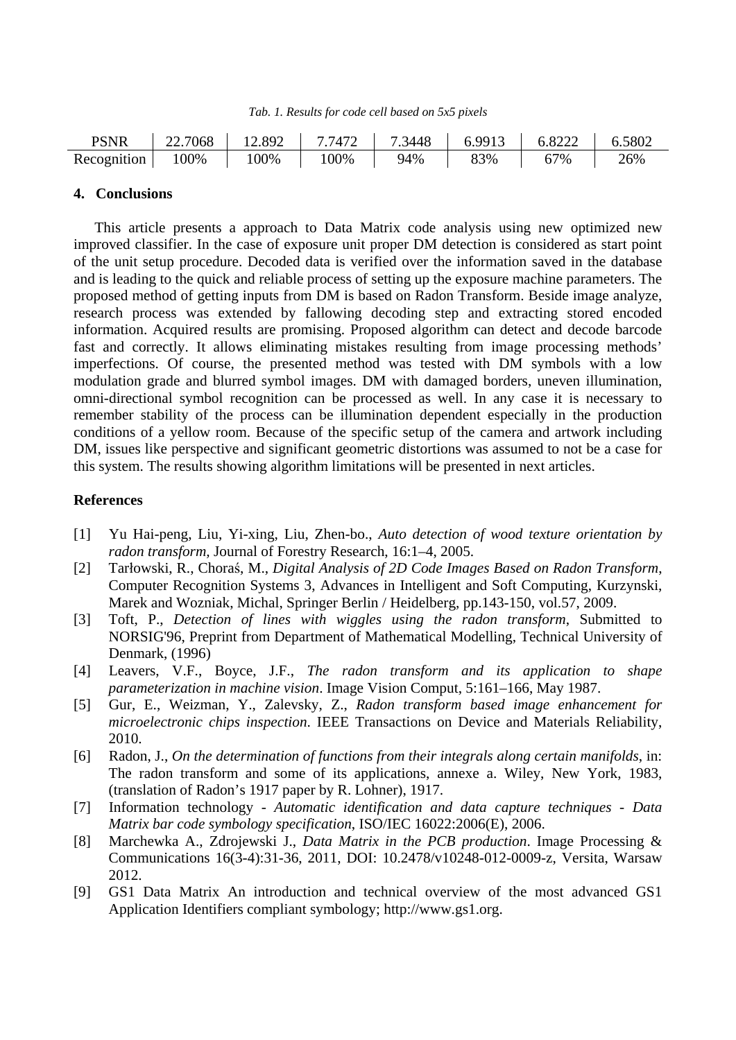*Tab. 1. Results for code cell based on 5x5 pixels*

| PSNR | 22.7068 | 12.892 | 7.7472 | 7.3448 | 6.9913 | 6.8222 | 6.5802 |
|---|---|---|---|---|---|---|---|
| Recognition | 100% | 100% | 100% | 94% | 83% | 67% | 26% |

## 4. Conclusions

This article presents a approach to Data Matrix code analysis using new optimized new improved classifier. In the case of exposure unit proper DM detection is considered as start point of the unit setup procedure. Decoded data is verified over the information saved in the database and is leading to the quick and reliable process of setting up the exposure machine parameters. The proposed method of getting inputs from DM is based on Radon Transform. Beside image analyze, research process was extended by fallowing decoding step and extracting stored encoded information. Acquired results are promising. Proposed algorithm can detect and decode barcode fast and correctly. It allows eliminating mistakes resulting from image processing methods' imperfections. Of course, the presented method was tested with DM symbols with a low modulation grade and blurred symbol images. DM with damaged borders, uneven illumination, omni-directional symbol recognition can be processed as well. In any case it is necessary to remember stability of the process can be illumination dependent especially in the production conditions of a yellow room. Because of the specific setup of the camera and artwork including DM, issues like perspective and significant geometric distortions was assumed to not be a case for this system. The results showing algorithm limitations will be presented in next articles.

## References

[1] Yu Hai-peng, Liu, Yi-xing, Liu, Zhen-bo., *Auto detection of wood texture orientation by radon transform*, Journal of Forestry Research, 16:1–4, 2005.

[2] Tarłowski, R., Choraś, M., *Digital Analysis of 2D Code Images Based on Radon Transform*, Computer Recognition Systems 3, Advances in Intelligent and Soft Computing, Kurzynski, Marek and Wozniak, Michal, Springer Berlin / Heidelberg, pp.143-150, vol.57, 2009.

[3] Toft, P., *Detection of lines with wiggles using the radon transform*, Submitted to NORSIG'96, Preprint from Department of Mathematical Modelling, Technical University of Denmark, (1996)

[4] Leavers, V.F., Boyce, J.F., *The radon transform and its application to shape parameterization in machine vision*. Image Vision Comput, 5:161–166, May 1987.

[5] Gur, E., Weizman, Y., Zalevsky, Z., *Radon transform based image enhancement for microelectronic chips inspection*. IEEE Transactions on Device and Materials Reliability, 2010.

[6] Radon, J., *On the determination of functions from their integrals along certain manifolds*, in: The radon transform and some of its applications, annexe a. Wiley, New York, 1983, (translation of Radon's 1917 paper by R. Lohner), 1917.

[7] Information technology - *Automatic identification and data capture techniques - Data Matrix bar code symbology specification*, ISO/IEC 16022:2006(E), 2006.

[8] Marchewka A., Zdrojewski J., *Data Matrix in the PCB production*. Image Processing & Communications 16(3-4):31-36, 2011, DOI: 10.2478/v10248-012-0009-z, Versita, Warsaw 2012.

[9] GS1 Data Matrix An introduction and technical overview of the most advanced GS1 Application Identifiers compliant symbology; http://www.gs1.org.